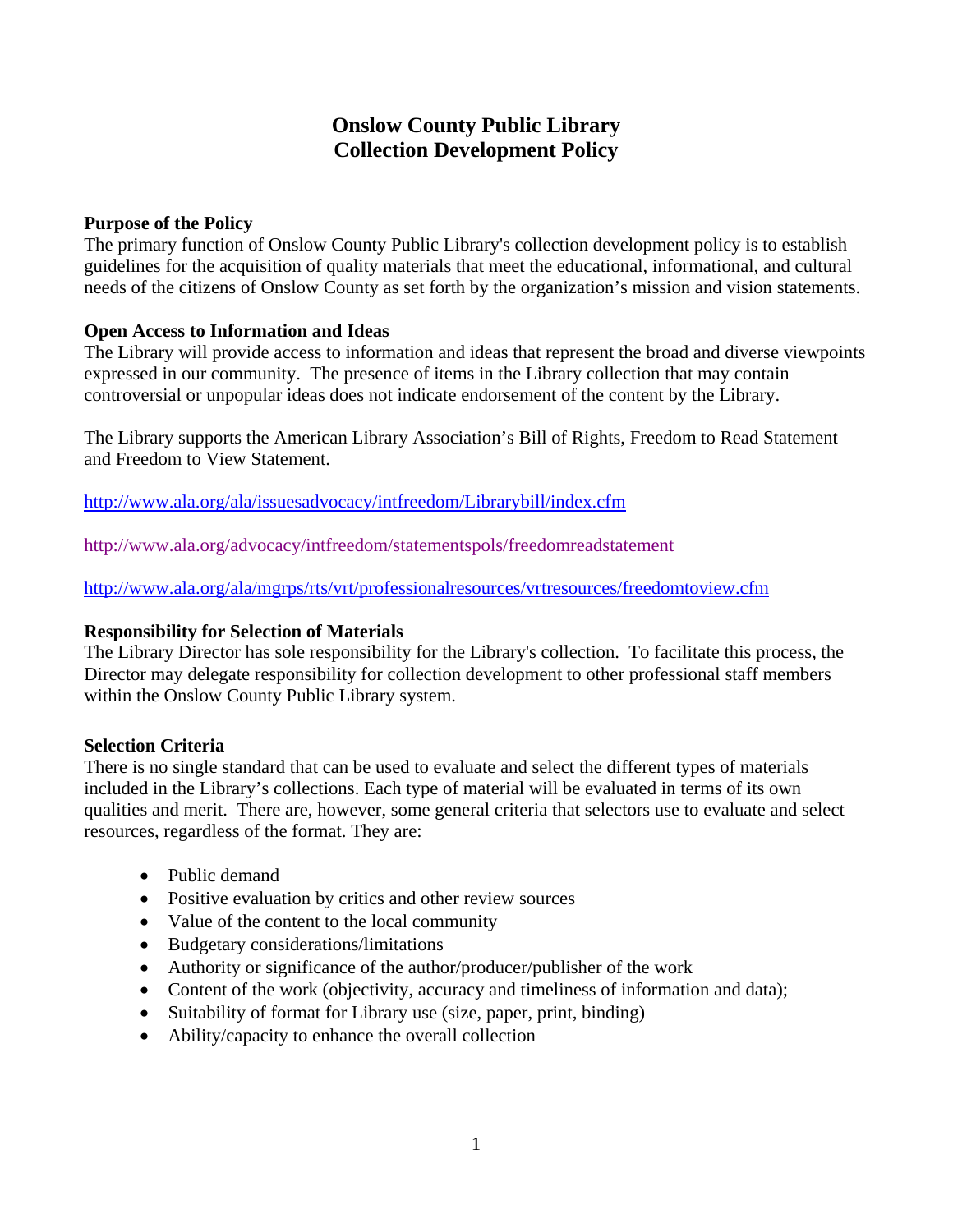# Onslow County Public Library
# Collection Development Policy

**Purpose of the Policy**

The primary function of Onslow County Public Library's collection development policy is to establish guidelines for the acquisition of quality materials that meet the educational, informational, and cultural needs of the citizens of Onslow County as set forth by the organization's mission and vision statements.

**Open Access to Information and Ideas**

The Library will provide access to information and ideas that represent the broad and diverse viewpoints expressed in our community. The presence of items in the Library collection that may contain controversial or unpopular ideas does not indicate endorsement of the content by the Library.

The Library supports the American Library Association's Bill of Rights, Freedom to Read Statement and Freedom to View Statement.

http://www.ala.org/ala/issuesadvocacy/intfreedom/Librarybill/index.cfm

http://www.ala.org/advocacy/intfreedom/statementspols/freedomreadstatement

http://www.ala.org/ala/mgrps/rts/vrt/professionalresources/vrtresources/freedomtoview.cfm

**Responsibility for Selection of Materials**

The Library Director has sole responsibility for the Library's collection. To facilitate this process, the Director may delegate responsibility for collection development to other professional staff members within the Onslow County Public Library system.

**Selection Criteria**

There is no single standard that can be used to evaluate and select the different types of materials included in the Library's collections. Each type of material will be evaluated in terms of its own qualities and merit. There are, however, some general criteria that selectors use to evaluate and select resources, regardless of the format. They are:

- Public demand
- Positive evaluation by critics and other review sources
- Value of the content to the local community
- Budgetary considerations/limitations
- Authority or significance of the author/producer/publisher of the work
- Content of the work (objectivity, accuracy and timeliness of information and data);
- Suitability of format for Library use (size, paper, print, binding)
- Ability/capacity to enhance the overall collection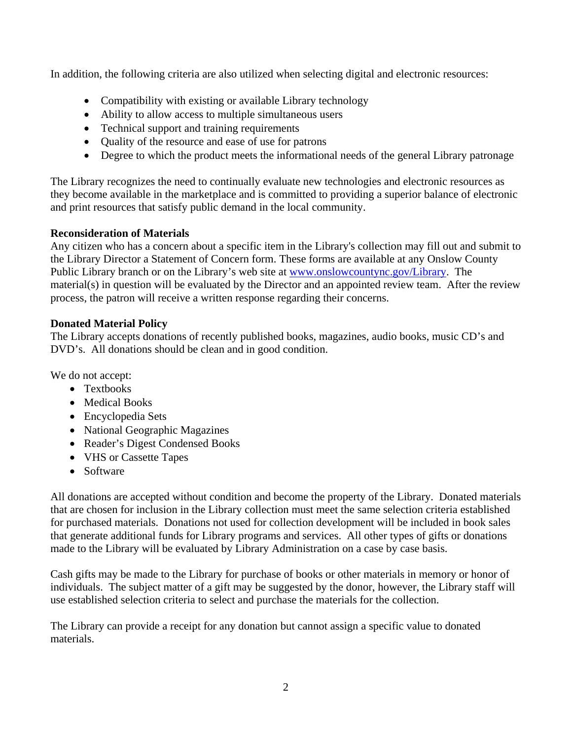In addition, the following criteria are also utilized when selecting digital and electronic resources:

- Compatibility with existing or available Library technology
- Ability to allow access to multiple simultaneous users
- Technical support and training requirements
- Quality of the resource and ease of use for patrons
- Degree to which the product meets the informational needs of the general Library patronage

The Library recognizes the need to continually evaluate new technologies and electronic resources as they become available in the marketplace and is committed to providing a superior balance of electronic and print resources that satisfy public demand in the local community.

**Reconsideration of Materials**

Any citizen who has a concern about a specific item in the Library's collection may fill out and submit to the Library Director a Statement of Concern form. These forms are available at any Onslow County Public Library branch or on the Library's web site at [www.onslowcountync.gov/Library](www.onslowcountync.gov/Library). The material(s) in question will be evaluated by the Director and an appointed review team. After the review process, the patron will receive a written response regarding their concerns.

**Donated Material Policy**

The Library accepts donations of recently published books, magazines, audio books, music CD's and DVD's. All donations should be clean and in good condition.

We do not accept:

- Textbooks
- Medical Books
- Encyclopedia Sets
- National Geographic Magazines
- Reader's Digest Condensed Books
- VHS or Cassette Tapes
- Software

All donations are accepted without condition and become the property of the Library. Donated materials that are chosen for inclusion in the Library collection must meet the same selection criteria established for purchased materials. Donations not used for collection development will be included in book sales that generate additional funds for Library programs and services. All other types of gifts or donations made to the Library will be evaluated by Library Administration on a case by case basis.

Cash gifts may be made to the Library for purchase of books or other materials in memory or honor of individuals. The subject matter of a gift may be suggested by the donor, however, the Library staff will use established selection criteria to select and purchase the materials for the collection.

The Library can provide a receipt for any donation but cannot assign a specific value to donated materials.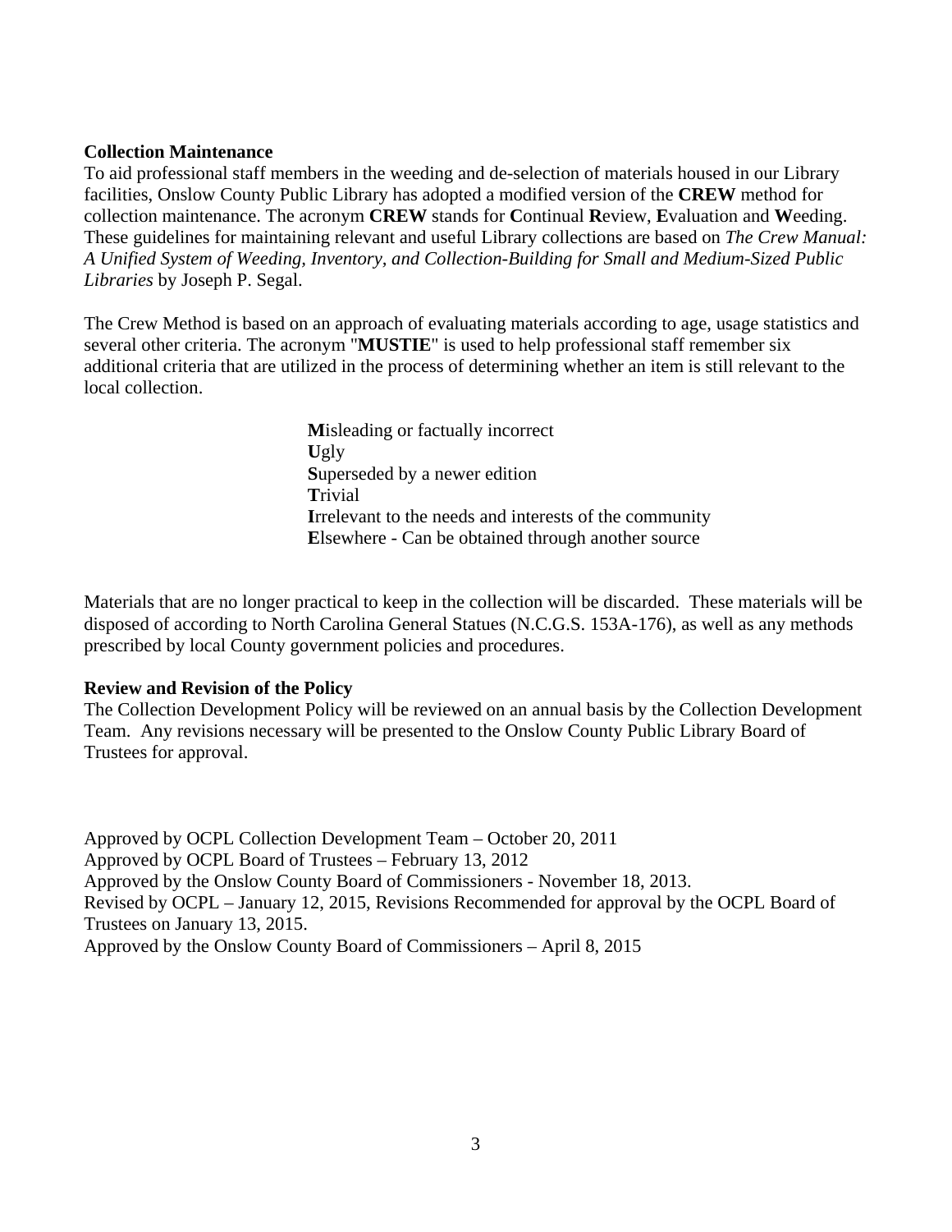**Collection Maintenance**

To aid professional staff members in the weeding and de-selection of materials housed in our Library facilities, Onslow County Public Library has adopted a modified version of the **CREW** method for collection maintenance. The acronym **CREW** stands for **C**ontinual **R**eview, **E**valuation and **W**eeding. These guidelines for maintaining relevant and useful Library collections are based on *The Crew Manual: A Unified System of Weeding, Inventory, and Collection-Building for Small and Medium-Sized Public Libraries* by Joseph P. Segal.

The Crew Method is based on an approach of evaluating materials according to age, usage statistics and several other criteria. The acronym "**MUSTIE**" is used to help professional staff remember six additional criteria that are utilized in the process of determining whether an item is still relevant to the local collection.

**M**isleading or factually incorrect
**U**gly
**S**uperseded by a newer edition
**T**rivial
**I**rrelevant to the needs and interests of the community
**E**lsewhere - Can be obtained through another source

Materials that are no longer practical to keep in the collection will be discarded. These materials will be disposed of according to North Carolina General Statues (N.C.G.S. 153A-176), as well as any methods prescribed by local County government policies and procedures.

**Review and Revision of the Policy**

The Collection Development Policy will be reviewed on an annual basis by the Collection Development Team. Any revisions necessary will be presented to the Onslow County Public Library Board of Trustees for approval.

Approved by OCPL Collection Development Team – October 20, 2011
Approved by OCPL Board of Trustees – February 13, 2012
Approved by the Onslow County Board of Commissioners - November 18, 2013.
Revised by OCPL – January 12, 2015, Revisions Recommended for approval by the OCPL Board of Trustees on January 13, 2015.
Approved by the Onslow County Board of Commissioners – April 8, 2015